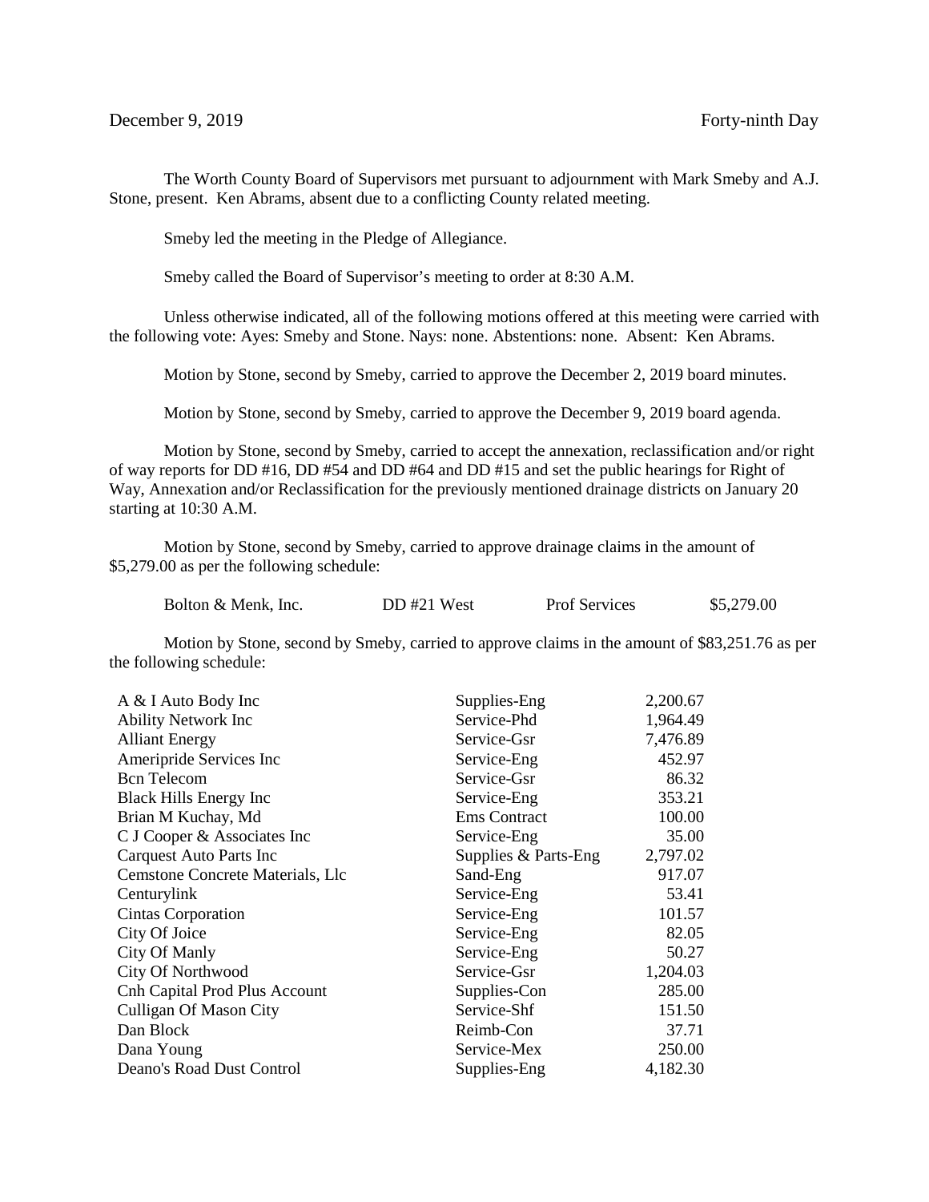December 9, 2019 Forty-ninth Day

The Worth County Board of Supervisors met pursuant to adjournment with Mark Smeby and A.J. Stone, present. Ken Abrams, absent due to a conflicting County related meeting.

Smeby led the meeting in the Pledge of Allegiance.

Smeby called the Board of Supervisor's meeting to order at 8:30 A.M.

Unless otherwise indicated, all of the following motions offered at this meeting were carried with the following vote: Ayes: Smeby and Stone. Nays: none. Abstentions: none. Absent: Ken Abrams.

Motion by Stone, second by Smeby, carried to approve the December 2, 2019 board minutes.

Motion by Stone, second by Smeby, carried to approve the December 9, 2019 board agenda.

Motion by Stone, second by Smeby, carried to accept the annexation, reclassification and/or right of way reports for DD #16, DD #54 and DD #64 and DD #15 and set the public hearings for Right of Way, Annexation and/or Reclassification for the previously mentioned drainage districts on January 20 starting at 10:30 A.M.

Motion by Stone, second by Smeby, carried to approve drainage claims in the amount of $5,279.00 as per the following schedule:

| | | | |
|---|---|---|---|
| Bolton & Menk, Inc. | DD #21 West | Prof Services | $5,279.00 |

Motion by Stone, second by Smeby, carried to approve claims in the amount of $83,251.76 as per the following schedule:

| | | |
|---|---|---|
| A & I Auto Body Inc | Supplies-Eng | 2,200.67 |
| Ability Network Inc | Service-Phd | 1,964.49 |
| Alliant Energy | Service-Gsr | 7,476.89 |
| Ameripride Services Inc | Service-Eng | 452.97 |
| Bcn Telecom | Service-Gsr | 86.32 |
| Black Hills Energy Inc | Service-Eng | 353.21 |
| Brian M Kuchay, Md | Ems Contract | 100.00 |
| C J Cooper & Associates Inc | Service-Eng | 35.00 |
| Carquest Auto Parts Inc | Supplies & Parts-Eng | 2,797.02 |
| Cemstone Concrete Materials, Llc | Sand-Eng | 917.07 |
| Centurylink | Service-Eng | 53.41 |
| Cintas Corporation | Service-Eng | 101.57 |
| City Of Joice | Service-Eng | 82.05 |
| City Of Manly | Service-Eng | 50.27 |
| City Of Northwood | Service-Gsr | 1,204.03 |
| Cnh Capital Prod Plus Account | Supplies-Con | 285.00 |
| Culligan Of Mason City | Service-Shf | 151.50 |
| Dan Block | Reimb-Con | 37.71 |
| Dana Young | Service-Mex | 250.00 |
| Deano's Road Dust Control | Supplies-Eng | 4,182.30 |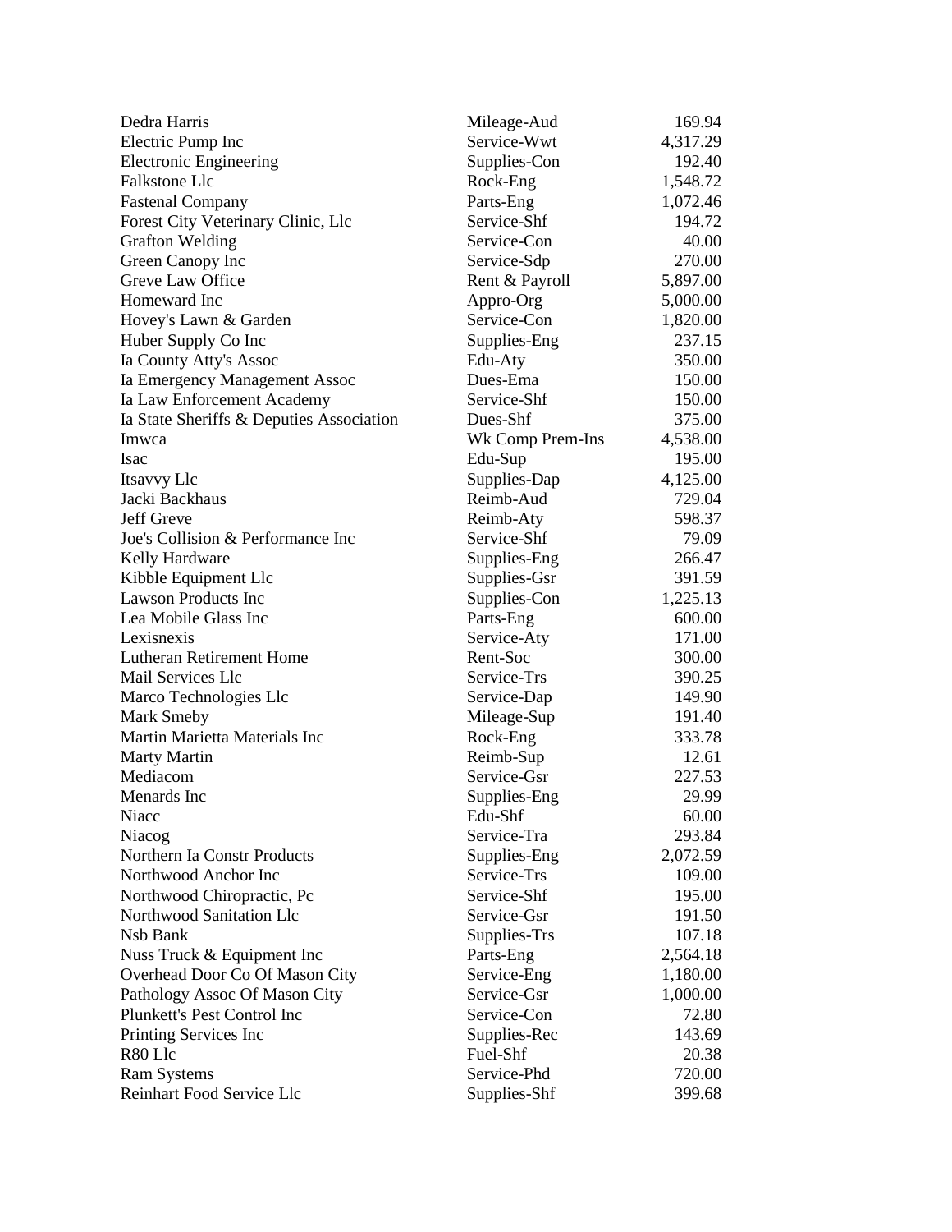| | | |
|---|---|---|
| Dedra Harris | Mileage-Aud | 169.94 |
| Electric Pump Inc | Service-Wwt | 4,317.29 |
| Electronic Engineering | Supplies-Con | 192.40 |
| Falkstone Llc | Rock-Eng | 1,548.72 |
| Fastenal Company | Parts-Eng | 1,072.46 |
| Forest City Veterinary Clinic, Llc | Service-Shf | 194.72 |
| Grafton Welding | Service-Con | 40.00 |
| Green Canopy Inc | Service-Sdp | 270.00 |
| Greve Law Office | Rent & Payroll | 5,897.00 |
| Homeward Inc | Appro-Org | 5,000.00 |
| Hovey's Lawn & Garden | Service-Con | 1,820.00 |
| Huber Supply Co Inc | Supplies-Eng | 237.15 |
| Ia County Atty's Assoc | Edu-Aty | 350.00 |
| Ia Emergency Management Assoc | Dues-Ema | 150.00 |
| Ia Law Enforcement Academy | Service-Shf | 150.00 |
| Ia State Sheriffs & Deputies Association | Dues-Shf | 375.00 |
| Imwca | Wk Comp Prem-Ins | 4,538.00 |
| Isac | Edu-Sup | 195.00 |
| Itsavvy Llc | Supplies-Dap | 4,125.00 |
| Jacki Backhaus | Reimb-Aud | 729.04 |
| Jeff Greve | Reimb-Aty | 598.37 |
| Joe's Collision & Performance Inc | Service-Shf | 79.09 |
| Kelly Hardware | Supplies-Eng | 266.47 |
| Kibble Equipment Llc | Supplies-Gsr | 391.59 |
| Lawson Products Inc | Supplies-Con | 1,225.13 |
| Lea Mobile Glass Inc | Parts-Eng | 600.00 |
| Lexisnexis | Service-Aty | 171.00 |
| Lutheran Retirement Home | Rent-Soc | 300.00 |
| Mail Services Llc | Service-Trs | 390.25 |
| Marco Technologies Llc | Service-Dap | 149.90 |
| Mark Smeby | Mileage-Sup | 191.40 |
| Martin Marietta Materials Inc | Rock-Eng | 333.78 |
| Marty Martin | Reimb-Sup | 12.61 |
| Mediacom | Service-Gsr | 227.53 |
| Menards Inc | Supplies-Eng | 29.99 |
| Niacc | Edu-Shf | 60.00 |
| Niacog | Service-Tra | 293.84 |
| Northern Ia Constr Products | Supplies-Eng | 2,072.59 |
| Northwood Anchor Inc | Service-Trs | 109.00 |
| Northwood Chiropractic, Pc | Service-Shf | 195.00 |
| Northwood Sanitation Llc | Service-Gsr | 191.50 |
| Nsb Bank | Supplies-Trs | 107.18 |
| Nuss Truck & Equipment Inc | Parts-Eng | 2,564.18 |
| Overhead Door Co Of Mason City | Service-Eng | 1,180.00 |
| Pathology Assoc Of Mason City | Service-Gsr | 1,000.00 |
| Plunkett's Pest Control Inc | Service-Con | 72.80 |
| Printing Services Inc | Supplies-Rec | 143.69 |
| R80 Llc | Fuel-Shf | 20.38 |
| Ram Systems | Service-Phd | 720.00 |
| Reinhart Food Service Llc | Supplies-Shf | 399.68 |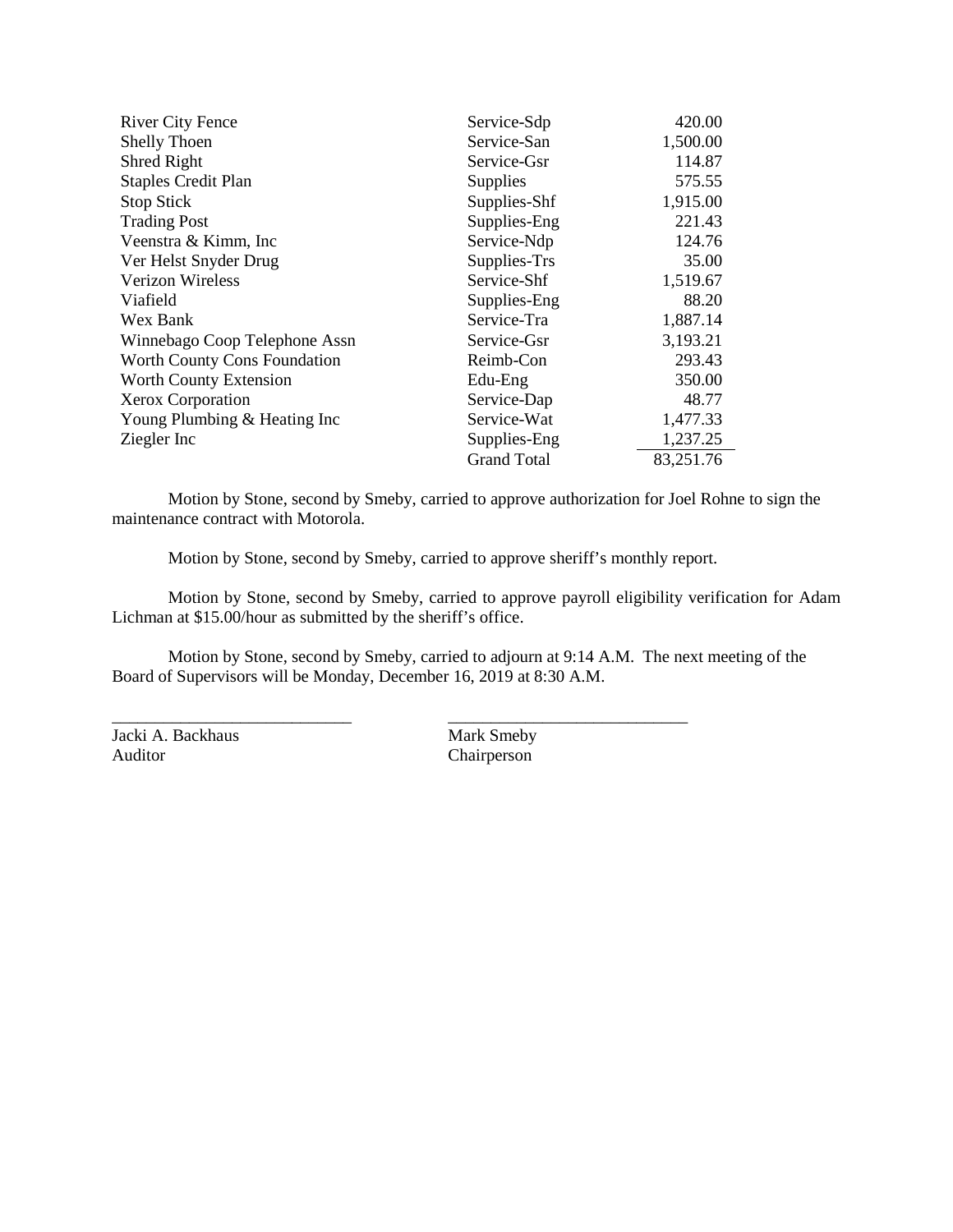| | | |
|---|---|---|
| River City Fence | Service-Sdp | 420.00 |
| Shelly Thoen | Service-San | 1,500.00 |
| Shred Right | Service-Gsr | 114.87 |
| Staples Credit Plan | Supplies | 575.55 |
| Stop Stick | Supplies-Shf | 1,915.00 |
| Trading Post | Supplies-Eng | 221.43 |
| Veenstra & Kimm, Inc | Service-Ndp | 124.76 |
| Ver Helst Snyder Drug | Supplies-Trs | 35.00 |
| Verizon Wireless | Service-Shf | 1,519.67 |
| Viafield | Supplies-Eng | 88.20 |
| Wex Bank | Service-Tra | 1,887.14 |
| Winnebago Coop Telephone Assn | Service-Gsr | 3,193.21 |
| Worth County Cons Foundation | Reimb-Con | 293.43 |
| Worth County Extension | Edu-Eng | 350.00 |
| Xerox Corporation | Service-Dap | 48.77 |
| Young Plumbing & Heating Inc | Service-Wat | 1,477.33 |
| Ziegler Inc | Supplies-Eng | 1,237.25 |
| | Grand Total | 83,251.76 |

Motion by Stone, second by Smeby, carried to approve authorization for Joel Rohne to sign the maintenance contract with Motorola.

Motion by Stone, second by Smeby, carried to approve sheriff's monthly report.

Motion by Stone, second by Smeby, carried to approve payroll eligibility verification for Adam Lichman at $15.00/hour as submitted by the sheriff's office.

Motion by Stone, second by Smeby, carried to adjourn at 9:14 A.M. The next meeting of the Board of Supervisors will be Monday, December 16, 2019 at 8:30 A.M.

| | |
|---|---|
| ____________________________ | ____________________________ |
| Jacki A. Backhaus | Mark Smeby |
| Auditor | Chairperson |